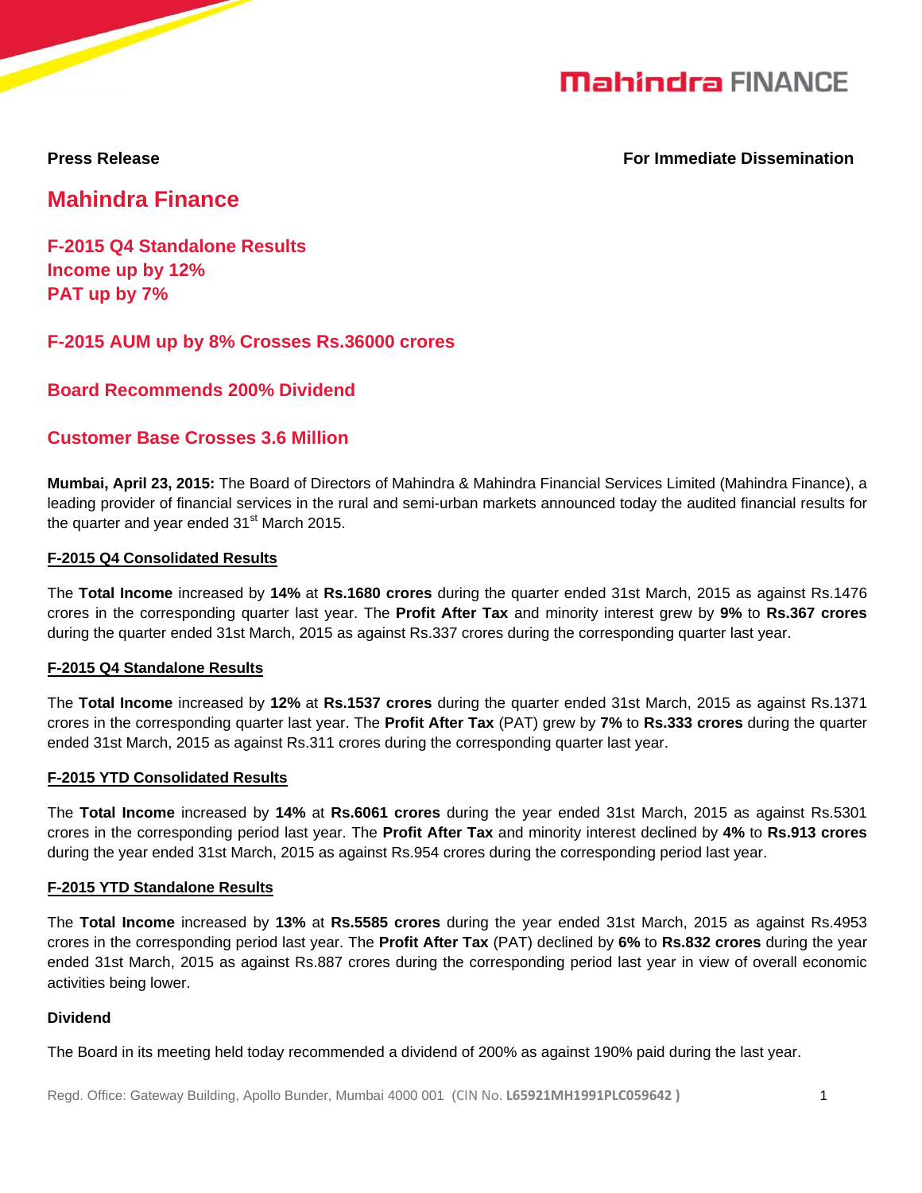**Press Release** **For Immediate Dissemination**

# Mahindra Finance

## F-2015 Q4 Standalone Results
## Income up by 12%
## PAT up by 7%

## F-2015 AUM up by 8% Crosses Rs.36000 crores

## Board Recommends 200% Dividend

## Customer Base Crosses 3.6 Million

**Mumbai, April 23, 2015:** The Board of Directors of Mahindra & Mahindra Financial Services Limited (Mahindra Finance), a leading provider of financial services in the rural and semi-urban markets announced today the audited financial results for the quarter and year ended 31st March 2015.

### F-2015 Q4 Consolidated Results

The **Total Income** increased by **14%** at **Rs.1680 crores** during the quarter ended 31st March, 2015 as against Rs.1476 crores in the corresponding quarter last year. The **Profit After Tax** and minority interest grew by **9%** to **Rs.367 crores** during the quarter ended 31st March, 2015 as against Rs.337 crores during the corresponding quarter last year.

### F-2015 Q4 Standalone Results

The **Total Income** increased by **12%** at **Rs.1537 crores** during the quarter ended 31st March, 2015 as against Rs.1371 crores in the corresponding quarter last year. The **Profit After Tax** (PAT) grew by **7%** to **Rs.333 crores** during the quarter ended 31st March, 2015 as against Rs.311 crores during the corresponding quarter last year.

### F-2015 YTD Consolidated Results

The **Total Income** increased by **14%** at **Rs.6061 crores** during the year ended 31st March, 2015 as against Rs.5301 crores in the corresponding period last year. The **Profit After Tax** and minority interest declined by **4%** to **Rs.913 crores** during the year ended 31st March, 2015 as against Rs.954 crores during the corresponding period last year.

### F-2015 YTD Standalone Results

The **Total Income** increased by **13%** at **Rs.5585 crores** during the year ended 31st March, 2015 as against Rs.4953 crores in the corresponding period last year. The **Profit After Tax** (PAT) declined by **6%** to **Rs.832 crores** during the year ended 31st March, 2015 as against Rs.887 crores during the corresponding period last year in view of overall economic activities being lower.

### Dividend

The Board in its meeting held today recommended a dividend of 200% as against 190% paid during the last year.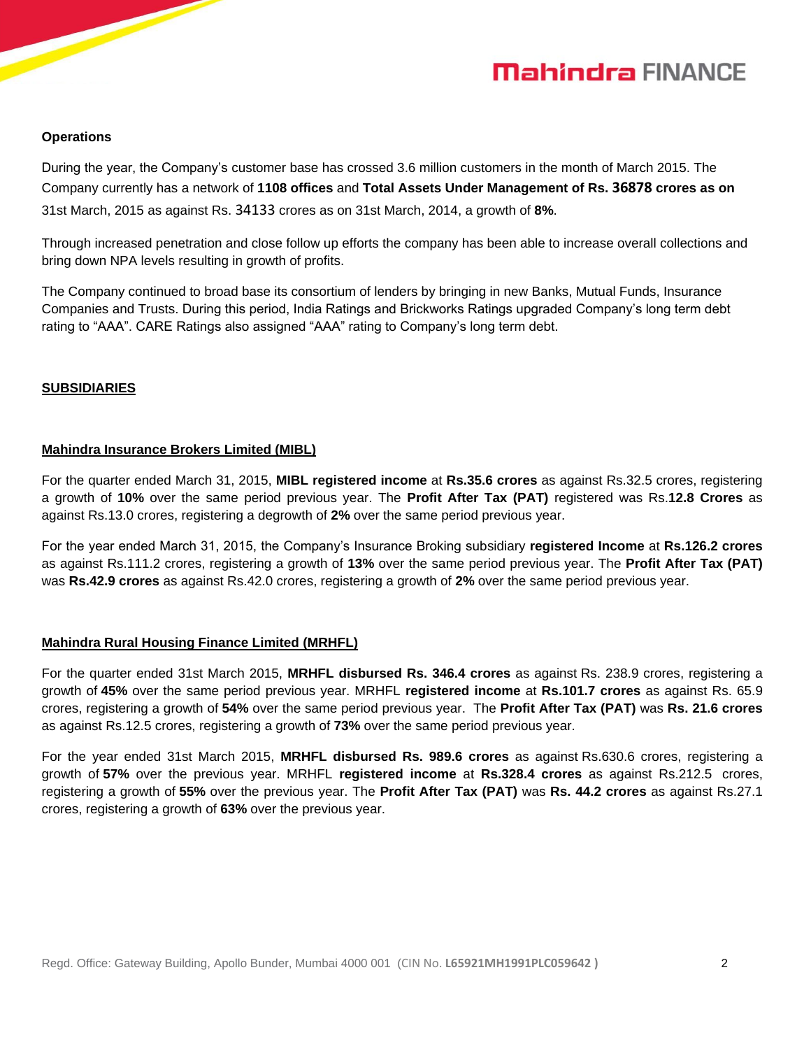**Operations**

During the year, the Company's customer base has crossed 3.6 million customers in the month of March 2015. The Company currently has a network of **1108 offices** and **Total Assets Under Management of Rs. 36878 crores as on** 31st March, 2015 as against Rs. 34133 crores as on 31st March, 2014, a growth of **8%**.

Through increased penetration and close follow up efforts the company has been able to increase overall collections and bring down NPA levels resulting in growth of profits.

The Company continued to broad base its consortium of lenders by bringing in new Banks, Mutual Funds, Insurance Companies and Trusts. During this period, India Ratings and Brickworks Ratings upgraded Company's long term debt rating to "AAA". CARE Ratings also assigned "AAA" rating to Company's long term debt.

## SUBSIDIARIES

### Mahindra Insurance Brokers Limited (MIBL)

For the quarter ended March 31, 2015, **MIBL registered income** at **Rs.35.6 crores** as against Rs.32.5 crores, registering a growth of **10%** over the same period previous year. The **Profit After Tax (PAT)** registered was Rs.**12.8 Crores** as against Rs.13.0 crores, registering a degrowth of **2%** over the same period previous year.

For the year ended March 31, 2015, the Company's Insurance Broking subsidiary **registered Income** at **Rs.126.2 crores** as against Rs.111.2 crores, registering a growth of **13%** over the same period previous year. The **Profit After Tax (PAT)** was **Rs.42.9 crores** as against Rs.42.0 crores, registering a growth of **2%** over the same period previous year.

### Mahindra Rural Housing Finance Limited (MRHFL)

For the quarter ended 31st March 2015, **MRHFL disbursed Rs. 346.4 crores** as against Rs. 238.9 crores, registering a growth of **45%** over the same period previous year. MRHFL **registered income** at **Rs.101.7 crores** as against Rs. 65.9 crores, registering a growth of **54%** over the same period previous year. The **Profit After Tax (PAT)** was **Rs. 21.6 crores** as against Rs.12.5 crores, registering a growth of **73%** over the same period previous year.

For the year ended 31st March 2015, **MRHFL disbursed Rs. 989.6 crores** as against Rs.630.6 crores, registering a growth of **57%** over the previous year. MRHFL **registered income** at **Rs.328.4 crores** as against Rs.212.5 crores, registering a growth of **55%** over the previous year. The **Profit After Tax (PAT)** was **Rs. 44.2 crores** as against Rs.27.1 crores, registering a growth of **63%** over the previous year.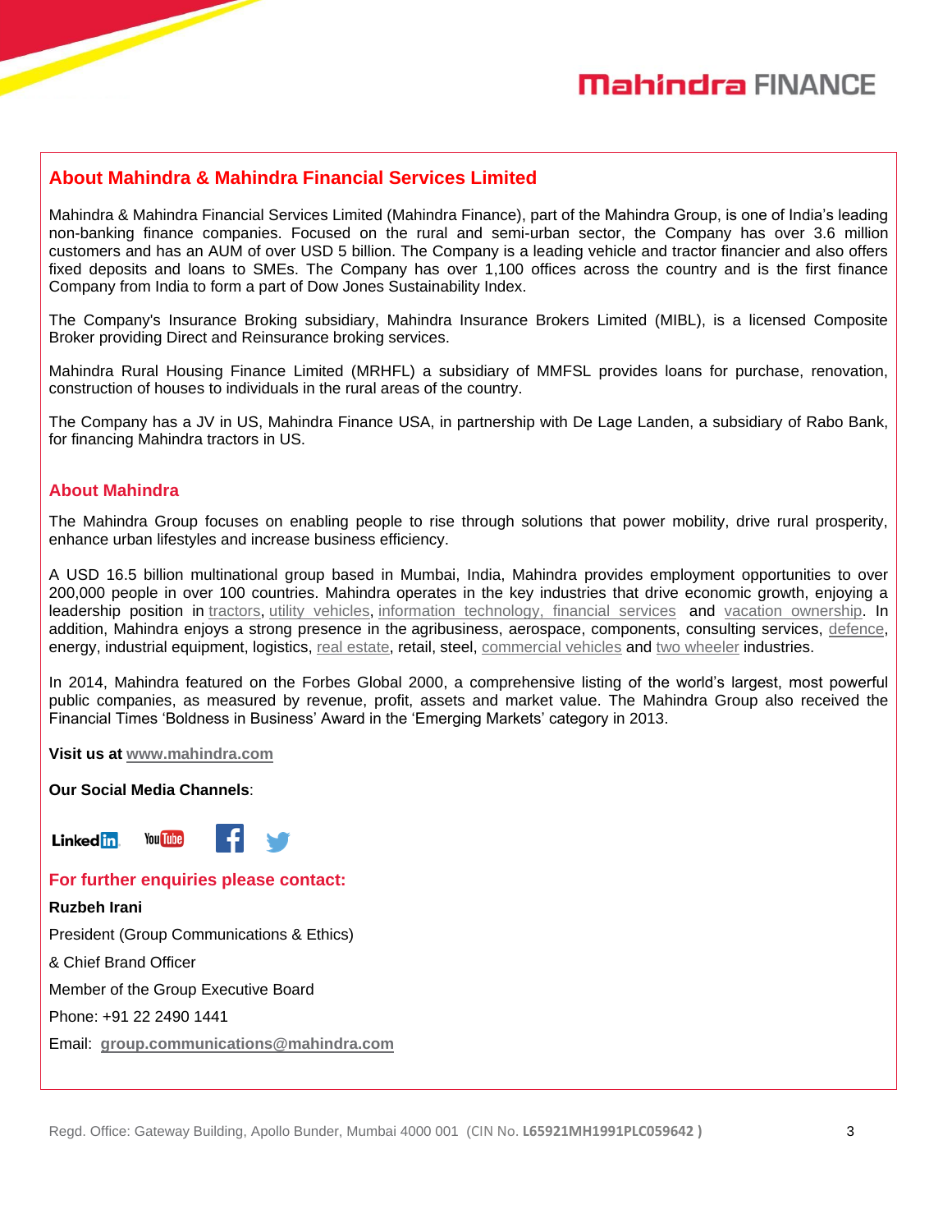## About Mahindra & Mahindra Financial Services Limited

Mahindra & Mahindra Financial Services Limited (Mahindra Finance), part of the Mahindra Group, is one of India's leading non-banking finance companies. Focused on the rural and semi-urban sector, the Company has over 3.6 million customers and has an AUM of over USD 5 billion. The Company is a leading vehicle and tractor financier and also offers fixed deposits and loans to SMEs. The Company has over 1,100 offices across the country and is the first finance Company from India to form a part of Dow Jones Sustainability Index.

The Company's Insurance Broking subsidiary, Mahindra Insurance Brokers Limited (MIBL), is a licensed Composite Broker providing Direct and Reinsurance broking services.

Mahindra Rural Housing Finance Limited (MRHFL) a subsidiary of MMFSL provides loans for purchase, renovation, construction of houses to individuals in the rural areas of the country.

The Company has a JV in US, Mahindra Finance USA, in partnership with De Lage Landen, a subsidiary of Rabo Bank, for financing Mahindra tractors in US.

## About Mahindra

The Mahindra Group focuses on enabling people to rise through solutions that power mobility, drive rural prosperity, enhance urban lifestyles and increase business efficiency.

A USD 16.5 billion multinational group based in Mumbai, India, Mahindra provides employment opportunities to over 200,000 people in over 100 countries. Mahindra operates in the key industries that drive economic growth, enjoying a leadership position in tractors, utility vehicles, information technology, financial services and vacation ownership. In addition, Mahindra enjoys a strong presence in the agribusiness, aerospace, components, consulting services, defence, energy, industrial equipment, logistics, real estate, retail, steel, commercial vehicles and two wheeler industries.

In 2014, Mahindra featured on the Forbes Global 2000, a comprehensive listing of the world's largest, most powerful public companies, as measured by revenue, profit, assets and market value. The Mahindra Group also received the Financial Times 'Boldness in Business' Award in the 'Emerging Markets' category in 2013.

**Visit us at www.mahindra.com**

**Our Social Media Channels**:

### For further enquiries please contact:

**Ruzbeh Irani**

President (Group Communications & Ethics)

& Chief Brand Officer

Member of the Group Executive Board

Phone: +91 22 2490 1441

Email: **group.communications@mahindra.com**

Regd. Office: Gateway Building, Apollo Bunder, Mumbai 4000 001 (CIN No. **L65921MH1991PLC059642**)